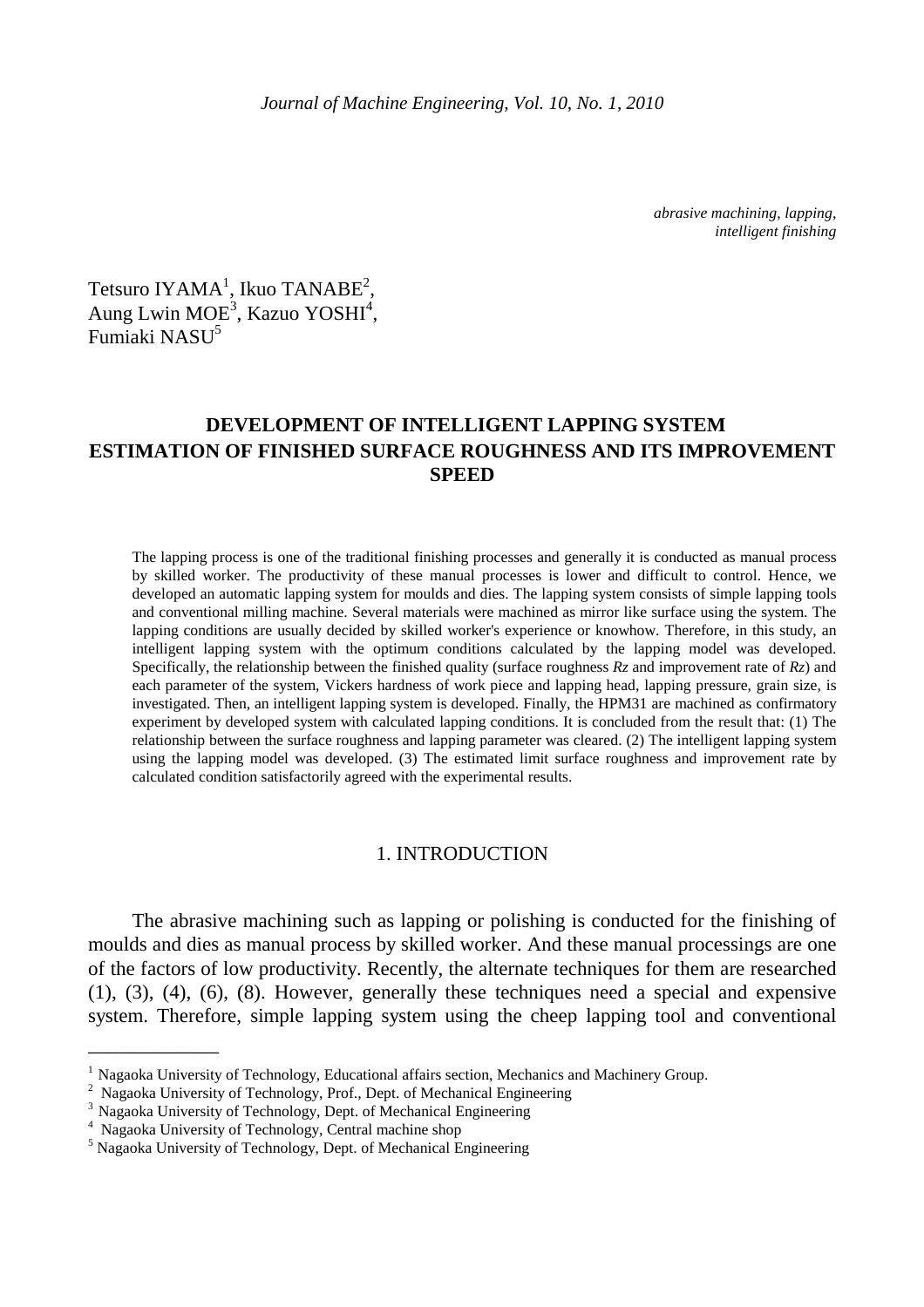*abrasive machining, lapping, intelligent finishing*

Tetsuro IYAMA[1], Ikuo TANABE[2], Aung Lwin MOE[3], Kazuo YOSHI[4], Fumiaki NASU[5]

# DEVELOPMENT OF INTELLIGENT LAPPING SYSTEM ESTIMATION OF FINISHED SURFACE ROUGHNESS AND ITS IMPROVEMENT SPEED

The lapping process is one of the traditional finishing processes and generally it is conducted as manual process by skilled worker. The productivity of these manual processes is lower and difficult to control. Hence, we developed an automatic lapping system for moulds and dies. The lapping system consists of simple lapping tools and conventional milling machine. Several materials were machined as mirror like surface using the system. The lapping conditions are usually decided by skilled worker's experience or knowhow. Therefore, in this study, an intelligent lapping system with the optimum conditions calculated by the lapping model was developed. Specifically, the relationship between the finished quality (surface roughness ***Rz*** and improvement rate of ***Rz***) and each parameter of the system, Vickers hardness of work piece and lapping head, lapping pressure, grain size, is investigated. Then, an intelligent lapping system is developed. Finally, the HPM31 are machined as confirmatory experiment by developed system with calculated lapping conditions. It is concluded from the result that: (1) The relationship between the surface roughness and lapping parameter was cleared. (2) The intelligent lapping system using the lapping model was developed. (3) The estimated limit surface roughness and improvement rate by calculated condition satisfactorily agreed with the experimental results.

## 1. INTRODUCTION

The abrasive machining such as lapping or polishing is conducted for the finishing of moulds and dies as manual process by skilled worker. And these manual processings are one of the factors of low productivity. Recently, the alternate techniques for them are researched (1), (3), (4), (6), (8). However, generally these techniques need a special and expensive system. Therefore, simple lapping system using the cheep lapping tool and conventional

---

[1] Nagaoka University of Technology, Educational affairs section, Mechanics and Machinery Group.
[2] Nagaoka University of Technology, Prof., Dept. of Mechanical Engineering
[3] Nagaoka University of Technology, Dept. of Mechanical Engineering
[4] Nagaoka University of Technology, Central machine shop
[5] Nagaoka University of Technology, Dept. of Mechanical Engineering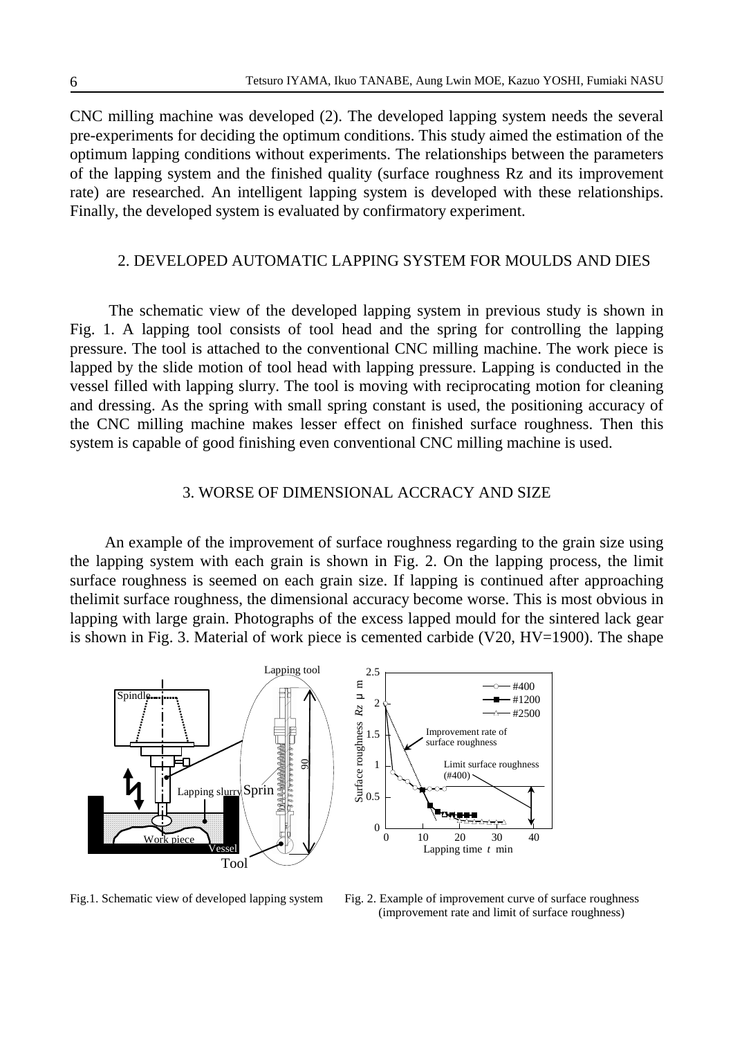CNC milling machine was developed (2). The developed lapping system needs the several pre-experiments for deciding the optimum conditions. This study aimed the estimation of the optimum lapping conditions without experiments. The relationships between the parameters of the lapping system and the finished quality (surface roughness Rz and its improvement rate) are researched. An intelligent lapping system is developed with these relationships. Finally, the developed system is evaluated by confirmatory experiment.

## 2. DEVELOPED AUTOMATIC LAPPING SYSTEM FOR MOULDS AND DIES

The schematic view of the developed lapping system in previous study is shown in Fig. 1. A lapping tool consists of tool head and the spring for controlling the lapping pressure. The tool is attached to the conventional CNC milling machine. The work piece is lapped by the slide motion of tool head with lapping pressure. Lapping is conducted in the vessel filled with lapping slurry. The tool is moving with reciprocating motion for cleaning and dressing. As the spring with small spring constant is used, the positioning accuracy of the CNC milling machine makes lesser effect on finished surface roughness. Then this system is capable of good finishing even conventional CNC milling machine is used.

## 3. WORSE OF DIMENSIONAL ACCRACY AND SIZE

An example of the improvement of surface roughness regarding to the grain size using the lapping system with each grain is shown in Fig. 2. On the lapping process, the limit surface roughness is seemed on each grain size. If lapping is continued after approaching thelimit surface roughness, the dimensional accuracy become worse. This is most obvious in lapping with large grain. Photographs of the excess lapped mould for the sintered lack gear is shown in Fig. 3. Material of work piece is cemented carbide (V20, HV=1900). The shape

Fig.1. Schematic view of developed lapping system

Fig. 2. Example of improvement curve of surface roughness (improvement rate and limit of surface roughness)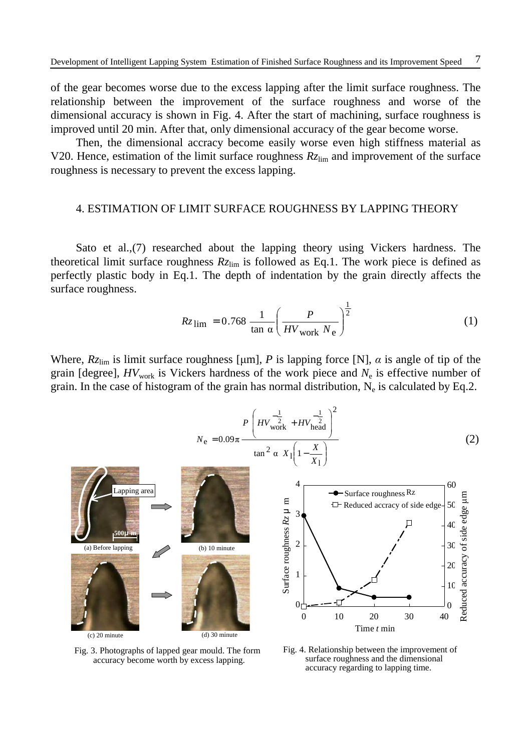of the gear becomes worse due to the excess lapping after the limit surface roughness. The relationship between the improvement of the surface roughness and worse of the dimensional accuracy is shown in Fig. 4. After the start of machining, surface roughness is improved until 20 min. After that, only dimensional accuracy of the gear become worse.

Then, the dimensional accracy become easily worse even high stiffness material as V20. Hence, estimation of the limit surface roughness $Rz_{\mathrm{lim}}$ and improvement of the surface roughness is necessary to prevent the excess lapping.

## 4. ESTIMATION OF LIMIT SURFACE ROUGHNESS BY LAPPING THEORY

Sato et al.,(7) researched about the lapping theory using Vickers hardness. The theoretical limit surface roughness $Rz_{\mathrm{lim}}$ is followed as Eq.1. The work piece is defined as perfectly plastic body in Eq.1. The depth of indentation by the grain directly affects the surface roughness.

$$Rz_{\mathrm{lim}} = 0.768 \frac{1}{\tan \alpha} \left( \frac{P}{HV_{\mathrm{work}} \, N_{\mathrm{e}}} \right)^{\frac{1}{2}} \tag{1}$$

Where, $Rz_{\mathrm{lim}}$ is limit surface roughness [μm], $P$ is lapping force [N], $\alpha$ is angle of tip of the grain [degree], $HV_{\mathrm{work}}$ is Vickers hardness of the work piece and $N_{\mathrm{e}}$ is effective number of grain. In the case of histogram of the grain has normal distribution, $N_{\mathrm{e}}$ is calculated by Eq.2.

$$N_{\mathrm{e}} = 0.09\pi \frac{P \left( HV_{\mathrm{work}}^{-\frac{1}{2}} + HV_{\mathrm{head}}^{-\frac{1}{2}} \right)^2}{\tan^2 \alpha \; X_1 \left( 1 - \frac{X}{X_1} \right)} \tag{2}$$

Fig. 3. Photographs of lapped gear mould. The form accuracy become worth by excess lapping.

Fig. 4. Relationship between the improvement of surface roughness and the dimensional accuracy regarding to lapping time.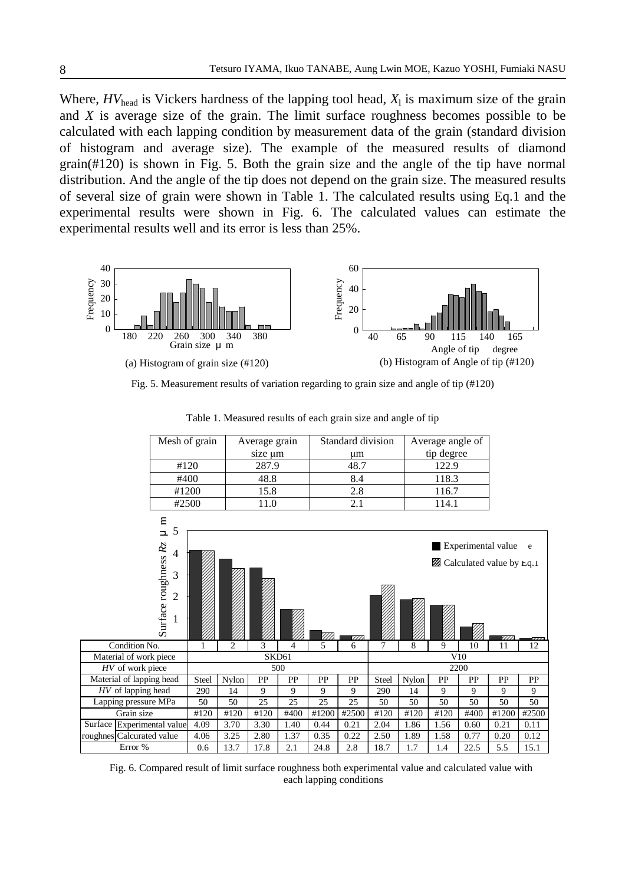Where, $HV_{head}$ is Vickers hardness of the lapping tool head, $X_l$ is maximum size of the grain and $X$ is average size of the grain. The limit surface roughness becomes possible to be calculated with each lapping condition by measurement data of the grain (standard division of histogram and average size). The example of the measured results of diamond grain(#120) is shown in Fig. 5. Both the grain size and the angle of the tip have normal distribution. And the angle of the tip does not depend on the grain size. The measured results of several size of grain were shown in Table 1. The calculated results using Eq.1 and the experimental results were shown in Fig. 6. The calculated values can estimate the experimental results well and its error is less than 25%.

(a) Histogram of grain size (#120)

(b) Histogram of Angle of tip (#120)

Fig. 5. Measurement results of variation regarding to grain size and angle of tip (#120)

Table 1. Measured results of each grain size and angle of tip

| Mesh of grain | Average grain size μm | Standard division μm | Average angle of tip degree |
|---|---|---|---|
| #120 | 287.9 | 48.7 | 122.9 |
| #400 | 48.8 | 8.4 | 118.3 |
| #1200 | 15.8 | 2.8 | 116.7 |
| #2500 | 11.0 | 2.1 | 114.1 |

| Condition No. | 1 | 2 | 3 | 4 | 5 | 6 | 7 | 8 | 9 | 10 | 11 | 12 |
|---|---|---|---|---|---|---|---|---|---|---|---|---|
| Material of work piece | SKD61 | | | | | | V10 | | | | | |
| *HV* of work piece | 500 | | | | | | 2200 | | | | | |
| Material of lapping head | Steel | Nylon | PP | PP | PP | PP | Steel | Nylon | PP | PP | PP | PP |
| *HV* of lapping head | 290 | 14 | 9 | 9 | 9 | 9 | 290 | 14 | 9 | 9 | 9 | 9 |
| Lapping pressure MPa | 50 | 50 | 25 | 25 | 25 | 25 | 50 | 50 | 50 | 50 | 50 | 50 |
| Grain size | #120 | #120 | #120 | #400 | #1200 | #2500 | #120 | #120 | #120 | #400 | #1200 | #2500 |
| Surface roughnes Experimental value | 4.09 | 3.70 | 3.30 | 1.40 | 0.44 | 0.21 | 2.04 | 1.86 | 1.56 | 0.60 | 0.21 | 0.11 |
| Surface roughnes Calcurated value | 4.06 | 3.25 | 2.80 | 1.37 | 0.35 | 0.22 | 2.50 | 1.89 | 1.58 | 0.77 | 0.20 | 0.12 |
| Error % | 0.6 | 13.7 | 17.8 | 2.1 | 24.8 | 2.8 | 18.7 | 1.7 | 1.4 | 22.5 | 5.5 | 15.1 |

Fig. 6. Compared result of limit surface roughness both experimental value and calculated value with each lapping conditions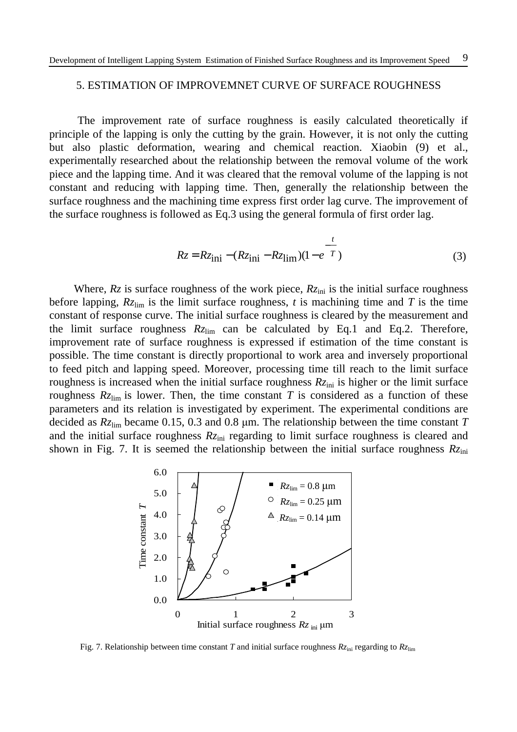## 5. ESTIMATION OF IMPROVEMNET CURVE OF SURFACE ROUGHNESS

The improvement rate of surface roughness is easily calculated theoretically if principle of the lapping is only the cutting by the grain. However, it is not only the cutting but also plastic deformation, wearing and chemical reaction. Xiaobin (9) et al., experimentally researched about the relationship between the removal volume of the work piece and the lapping time. And it was cleared that the removal volume of the lapping is not constant and reducing with lapping time. Then, generally the relationship between the surface roughness and the machining time express first order lag curve. The improvement of the surface roughness is followed as Eq.3 using the general formula of first order lag.

$$Rz = Rz_{\text{ini}} - (Rz_{\text{ini}} - Rz_{\text{lim}})(1 - e^{-\frac{t}{T}}) \tag{3}$$

Where, $Rz$ is surface roughness of the work piece, $Rz_{\text{ini}}$ is the initial surface roughness before lapping, $Rz_{\text{lim}}$ is the limit surface roughness, $t$ is machining time and $T$ is the time constant of response curve. The initial surface roughness is cleared by the measurement and the limit surface roughness $Rz_{\text{lim}}$ can be calculated by Eq.1 and Eq.2. Therefore, improvement rate of surface roughness is expressed if estimation of the time constant is possible. The time constant is directly proportional to work area and inversely proportional to feed pitch and lapping speed. Moreover, processing time till reach to the limit surface roughness is increased when the initial surface roughness $Rz_{\text{ini}}$ is higher or the limit surface roughness $Rz_{\text{lim}}$ is lower. Then, the time constant $T$ is considered as a function of these parameters and its relation is investigated by experiment. The experimental conditions are decided as $Rz_{\text{lim}}$ became 0.15, 0.3 and 0.8 μm. The relationship between the time constant $T$ and the initial surface roughness $Rz_{\text{ini}}$ regarding to limit surface roughness is cleared and shown in Fig. 7. It is seemed the relationship between the initial surface roughness $Rz_{\text{ini}}$

Fig. 7. Relationship between time constant $T$ and initial surface roughness $Rz_{\text{ini}}$ regarding to $Rz_{\text{lim}}$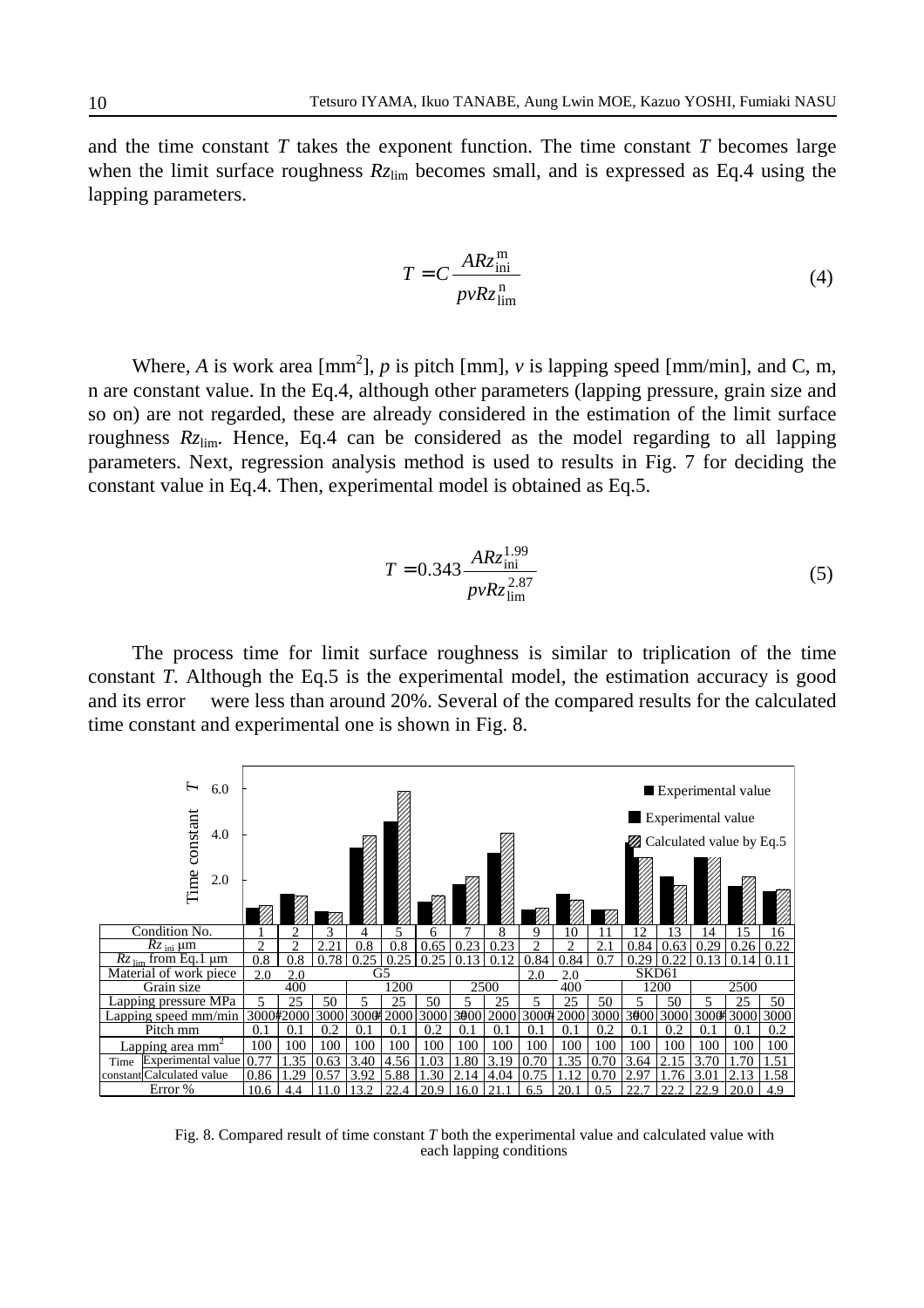and the time constant $T$ takes the exponent function. The time constant $T$ becomes large when the limit surface roughness $Rz_{\mathrm{lim}}$ becomes small, and is expressed as Eq.4 using the lapping parameters.

$$T = C\frac{ARz_{\mathrm{ini}}^{\mathrm{m}}}{pvRz_{\mathrm{lim}}^{\mathrm{n}}} \tag{4}$$

Where, $A$ is work area [mm$^2$], $p$ is pitch [mm], $v$ is lapping speed [mm/min], and C, m, n are constant value. In the Eq.4, although other parameters (lapping pressure, grain size and so on) are not regarded, these are already considered in the estimation of the limit surface roughness $Rz_{\mathrm{lim}}$. Hence, Eq.4 can be considered as the model regarding to all lapping parameters. Next, regression analysis method is used to results in Fig. 7 for deciding the constant value in Eq.4. Then, experimental model is obtained as Eq.5.

$$T = 0.343\frac{ARz_{\mathrm{ini}}^{1.99}}{pvRz_{\mathrm{lim}}^{2.87}} \tag{5}$$

The process time for limit surface roughness is similar to triplication of the time constant $T$. Although the Eq.5 is the experimental model, the estimation accuracy is good and its error were less than around 20%. Several of the compared results for the calculated time constant and experimental one is shown in Fig. 8.

| Condition No. | | 1 | 2 | 3 | 4 | 5 | 6 | 7 | 8 | 9 | 10 | 11 | 12 | 13 | 14 | 15 | 16 |
|---|---|---|---|---|---|---|---|---|---|---|---|---|---|---|---|---|---|
| $Rz_{\mathrm{ini}}$ μm | | 2 | 2 | 2.21 | 0.8 | 0.8 | 0.65 | 0.23 | 0.23 | 2 | 2 | 2.1 | 0.84 | 0.63 | 0.29 | 0.26 | 0.22 |
| $Rz_{\mathrm{lim}}$ from Eq.1 μm | | 0.8 | 0.8 | 0.78 | 0.25 | 0.25 | 0.25 | 0.13 | 0.12 | 0.84 | 0.84 | 0.7 | 0.29 | 0.22 | 0.13 | 0.14 | 0.11 |
| Material of work piece | | G5 | | | | | | | | SKD61 | | | | | | | |
| Grain size | | 400 | | | 1200 | | | 2500 | | 400 | | | 1200 | | 2500 | | |
| Lapping pressure MPa | | 5 | 25 | 50 | 5 | 25 | 50 | 5 | 25 | 5 | 25 | 50 | 5 | 50 | 5 | 25 | 50 |
| Lapping speed mm/min | | 3000 | 2000 | 3000 | 3000 | 2000 | 3000 | 3000 | 2000 | 3000 | 2000 | 3000 | 3000 | 3000 | 3000 | 3000 | 3000 |
| Pitch mm | | 0.1 | 0.1 | 0.2 | 0.1 | 0.1 | 0.2 | 0.1 | 0.1 | 0.1 | 0.1 | 0.2 | 0.1 | 0.2 | 0.1 | 0.1 | 0.2 |
| Lapping area mm$^2$ | | 100 | 100 | 100 | 100 | 100 | 100 | 100 | 100 | 100 | 100 | 100 | 100 | 100 | 100 | 100 | 100 |
| Time constant | Experimental value | 0.77 | 1.35 | 0.63 | 3.40 | 4.56 | 1.03 | 1.80 | 3.19 | 0.70 | 1.35 | 0.70 | 3.64 | 2.15 | 3.70 | 1.70 | 1.51 |
| | Calculated value | 0.86 | 1.29 | 0.57 | 3.92 | 5.88 | 1.30 | 2.14 | 4.04 | 0.75 | 1.12 | 0.70 | 2.97 | 1.76 | 3.01 | 2.13 | 1.58 |
| Error % | | 10.6 | 4.4 | 11.0 | 13.2 | 22.4 | 20.9 | 16.0 | 21.1 | 6.5 | 20.1 | 0.5 | 22.7 | 22.2 | 22.9 | 20.0 | 4.9 |

Fig. 8. Compared result of time constant $T$ both the experimental value and calculated value with each lapping conditions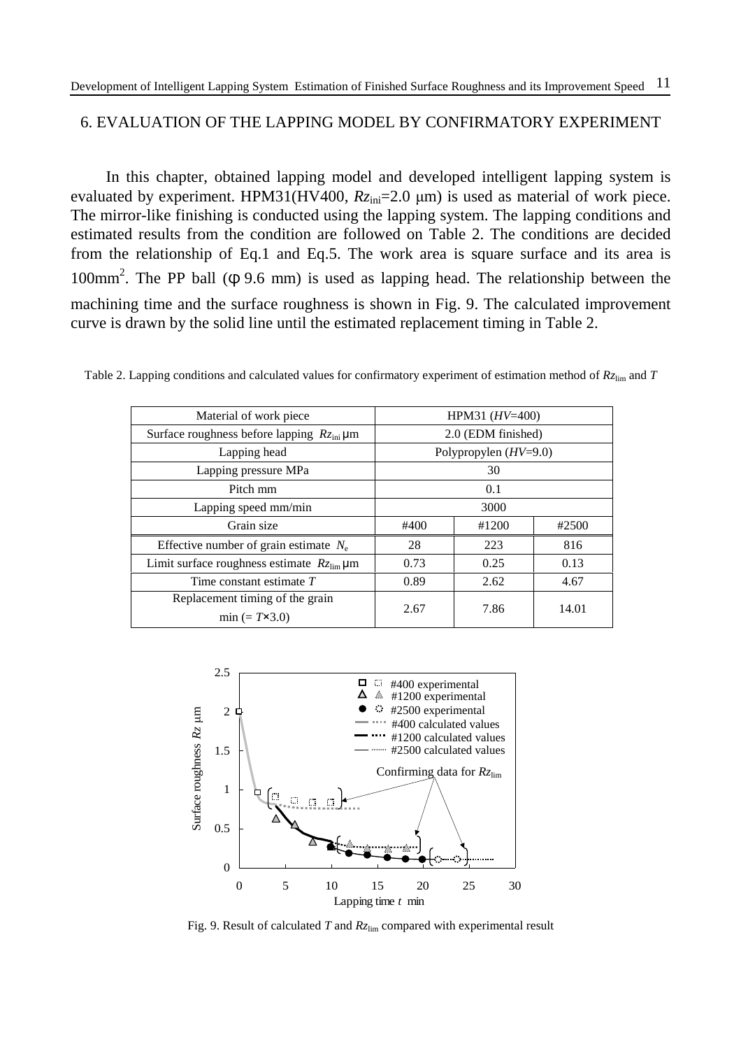## 6. EVALUATION OF THE LAPPING MODEL BY CONFIRMATORY EXPERIMENT

In this chapter, obtained lapping model and developed intelligent lapping system is evaluated by experiment. HPM31(HV400, $Rz_{ini}$=2.0 μm) is used as material of work piece. The mirror-like finishing is conducted using the lapping system. The lapping conditions and estimated results from the condition are followed on Table 2. The conditions are decided from the relationship of Eq.1 and Eq.5. The work area is square surface and its area is 100mm$^2$. The PP ball (φ 9.6 mm) is used as lapping head. The relationship between the machining time and the surface roughness is shown in Fig. 9. The calculated improvement curve is drawn by the solid line until the estimated replacement timing in Table 2.

Table 2. Lapping conditions and calculated values for confirmatory experiment of estimation method of $Rz_{lim}$ and $T$

| Material of work piece | HPM31 (*HV*=400) | | |
|---|---|---|---|
| Surface roughness before lapping $Rz_{ini}$ μm | 2.0 (EDM finished) | | |
| Lapping head | Polypropylen (*HV*=9.0) | | |
| Lapping pressure MPa | 30 | | |
| Pitch mm | 0.1 | | |
| Lapping speed mm/min | 3000 | | |
| Grain size | #400 | #1200 | #2500 |
| Effective number of grain estimate $N_e$ | 28 | 223 | 816 |
| Limit surface roughness estimate $Rz_{lim}$ μm | 0.73 | 0.25 | 0.13 |
| Time constant estimate $T$ | 0.89 | 2.62 | 4.67 |
| Replacement timing of the grain min (= $T$×3.0) | 2.67 | 7.86 | 14.01 |

Fig. 9. Result of calculated $T$ and $Rz_{lim}$ compared with experimental result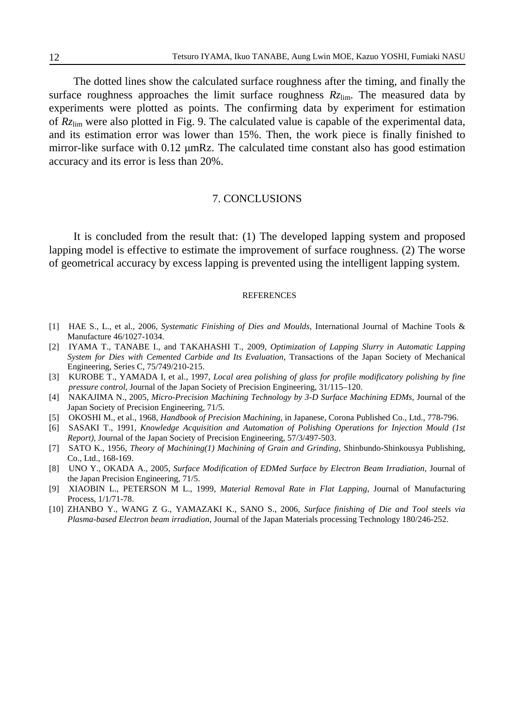The dotted lines show the calculated surface roughness after the timing, and finally the surface roughness approaches the limit surface roughness $Rz_{\mathrm{lim}}$. The measured data by experiments were plotted as points. The confirming data by experiment for estimation of $Rz_{\mathrm{lim}}$ were also plotted in Fig. 9. The calculated value is capable of the experimental data, and its estimation error was lower than 15%. Then, the work piece is finally finished to mirror-like surface with 0.12 μmRz. The calculated time constant also has good estimation accuracy and its error is less than 20%.

## 7. CONCLUSIONS

It is concluded from the result that: (1) The developed lapping system and proposed lapping model is effective to estimate the improvement of surface roughness. (2) The worse of geometrical accuracy by excess lapping is prevented using the intelligent lapping system.

### REFERENCES

[1] HAE S., L., et al., 2006, *Systematic Finishing of Dies and Moulds*, International Journal of Machine Tools & Manufacture 46/1027-1034.

[2] IYAMA T., TANABE I., and TAKAHASHI T., 2009, *Optimization of Lapping Slurry in Automatic Lapping System for Dies with Cemented Carbide and Its Evaluation*, Transactions of the Japan Society of Mechanical Engineering, Series C, 75/749/210-215.

[3] KUROBE T., YAMADA I, et al., 1997, *Local area polishing of glass for profile modificatory polishing by fine pressure control*, Journal of the Japan Society of Precision Engineering, 31/115–120.

[4] NAKAJIMA N., 2005, *Micro-Precision Machining Technology by 3-D Surface Machining EDMs*, Journal of the Japan Society of Precision Engineering, 71/5.

[5] OKOSHI M., et al., 1968, *Handbook of Precision Machining*, in Japanese, Corona Published Co., Ltd., 778-796.

[6] SASAKI T., 1991, *Knowledge Acquisition and Automation of Polishing Operations for Injection Mould (1st Report)*, Journal of the Japan Society of Precision Engineering, 57/3/497-503.

[7] SATO K., 1956, *Theory of Machining(1) Machining of Grain and Grinding*, Shinbundo-Shinkousya Publishing, Co., Ltd., 168-169.

[8] UNO Y., OKADA A., 2005, *Surface Modification of EDMed Surface by Electron Beam Irradiation*, Journal of the Japan Precision Engineering, 71/5.

[9] XIAOBIN L., PETERSON M L., 1999, *Material Removal Rate in Flat Lapping*, Journal of Manufacturing Process, 1/1/71-78.

[10] ZHANBO Y., WANG Z G., YAMAZAKI K., SANO S., 2006, *Surface finishing of Die and Tool steels via Plasma-based Electron beam irradiation*, Journal of the Japan Materials processing Technology 180/246-252.